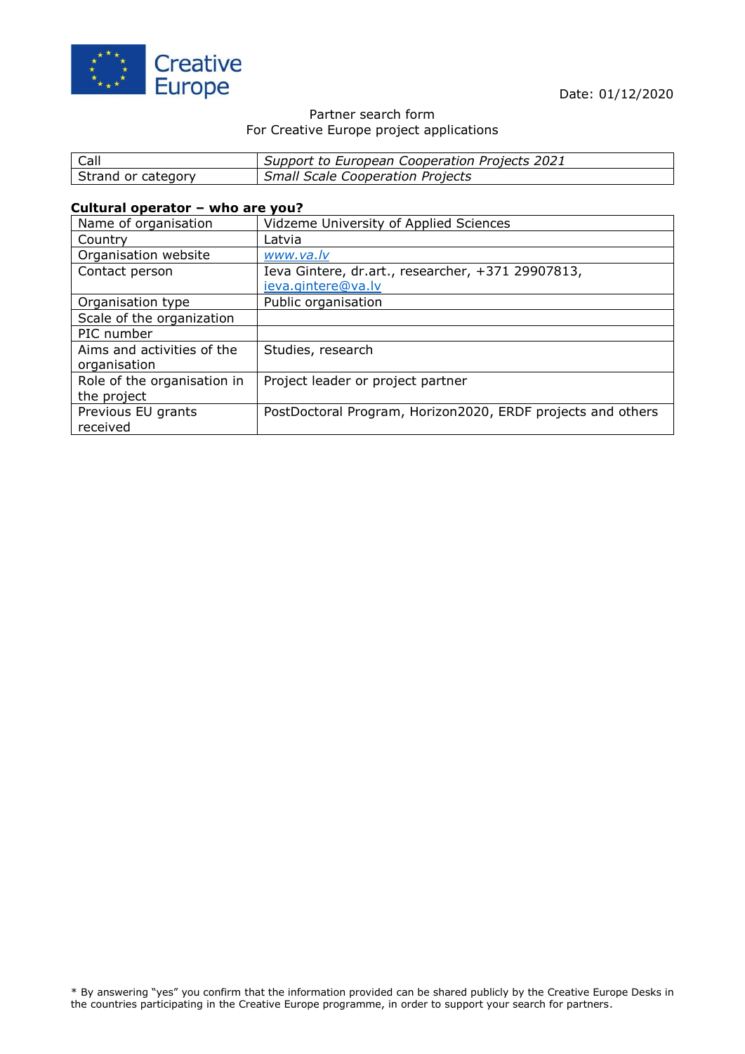Creative Europe

Date: 01/12/2020

Partner search form
For Creative Europe project applications

| Call | *Support to European Cooperation Projects 2021* |
|---|---|
| Strand or category | *Small Scale Cooperation Projects* |

**Cultural operator – who are you?**

| Name of organisation | Vidzeme University of Applied Sciences |
|---|---|
| Country | Latvia |
| Organisation website | *www.va.lv* |
| Contact person | Ieva Gintere, dr.art., researcher, +371 29907813, ieva.gintere@va.lv |
| Organisation type | Public organisation |
| Scale of the organization | |
| PIC number | |
| Aims and activities of the organisation | Studies, research |
| Role of the organisation in the project | Project leader or project partner |
| Previous EU grants received | PostDoctoral Program, Horizon2020, ERDF projects and others |

* By answering "yes" you confirm that the information provided can be shared publicly by the Creative Europe Desks in the countries participating in the Creative Europe programme, in order to support your search for partners.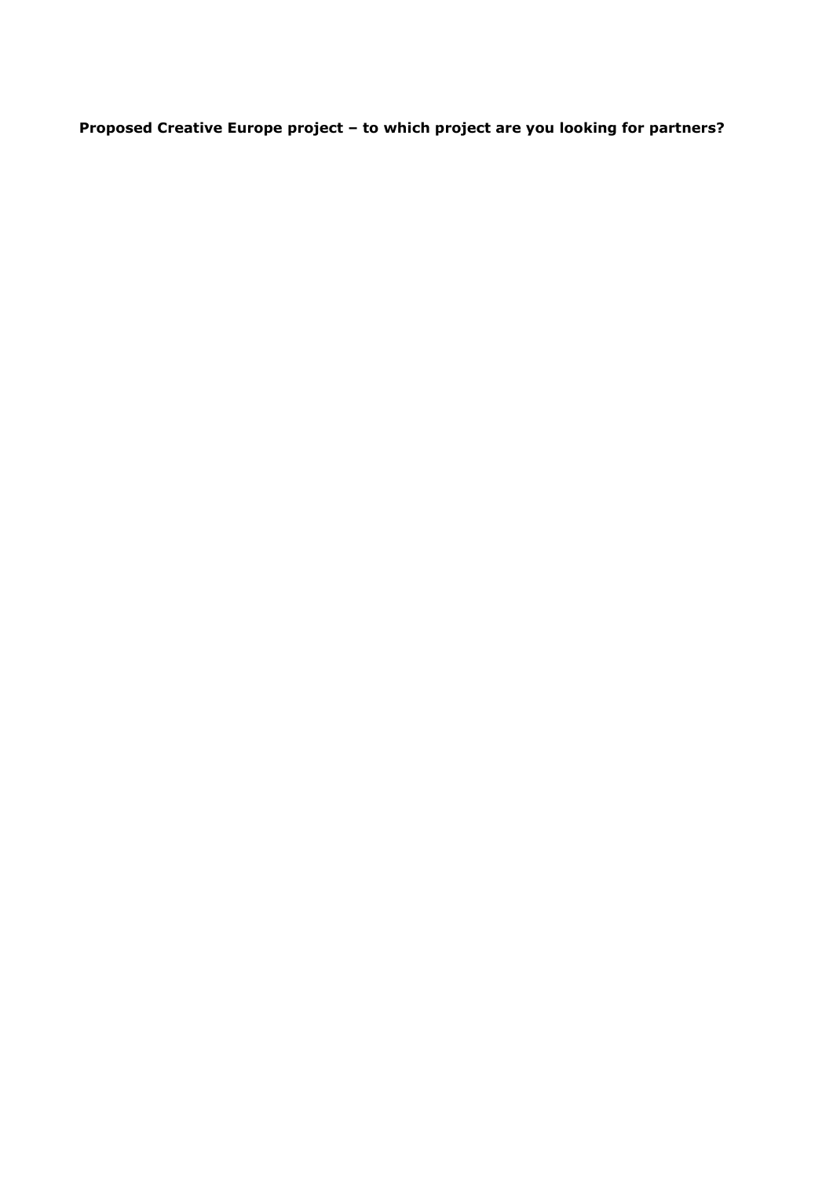**Proposed Creative Europe project – to which project are you looking for partners?**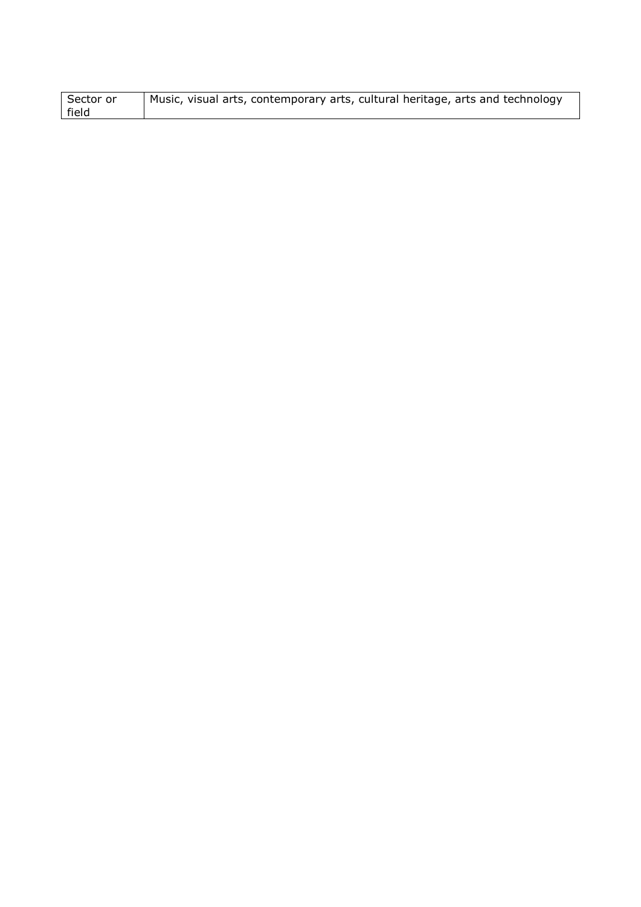| Sector or field | Music, visual arts, contemporary arts, cultural heritage, arts and technology |
|---|---|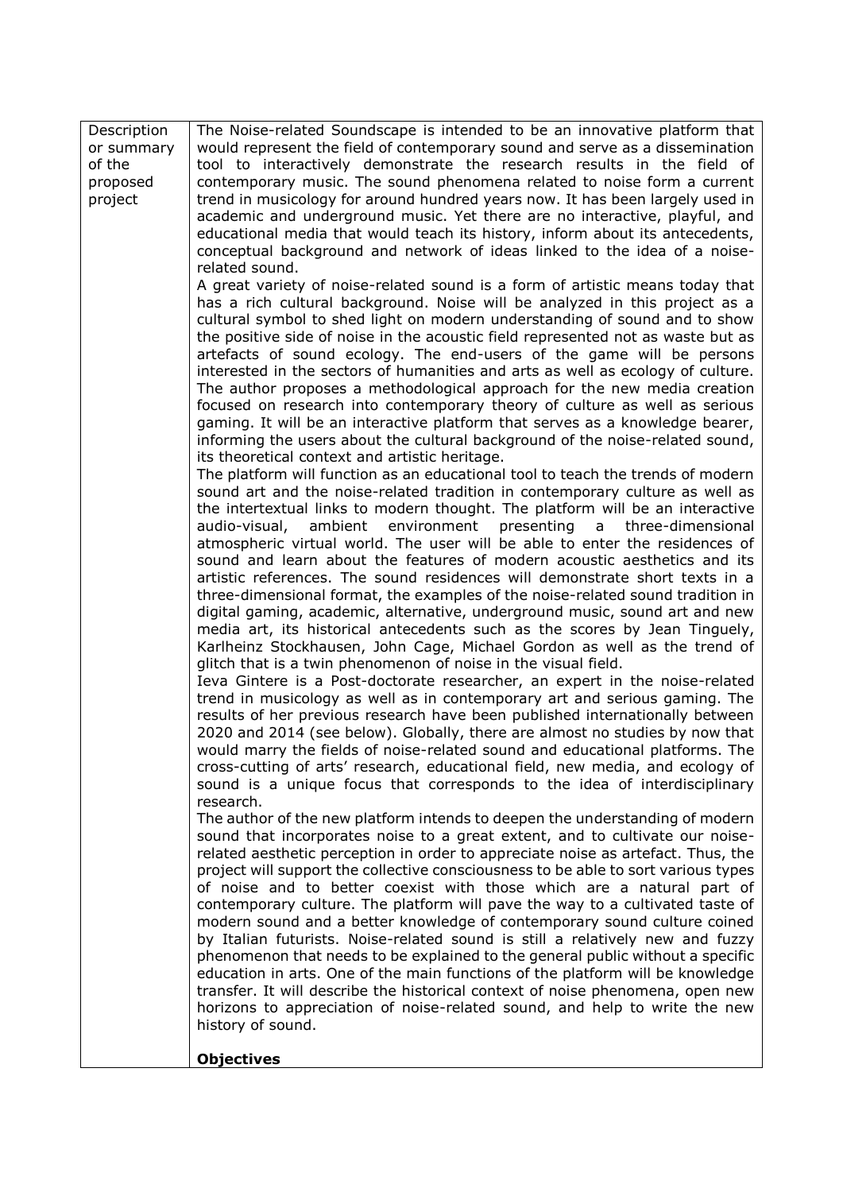| | |
|---|---|
| Description or summary of the proposed project | The Noise-related Soundscape is intended to be an innovative platform that would represent the field of contemporary sound and serve as a dissemination tool to interactively demonstrate the research results in the field of contemporary music. The sound phenomena related to noise form a current trend in musicology for around hundred years now. It has been largely used in academic and underground music. Yet there are no interactive, playful, and educational media that would teach its history, inform about its antecedents, conceptual background and network of ideas linked to the idea of a noise-related sound.<br>A great variety of noise-related sound is a form of artistic means today that has a rich cultural background. Noise will be analyzed in this project as a cultural symbol to shed light on modern understanding of sound and to show the positive side of noise in the acoustic field represented not as waste but as artefacts of sound ecology. The end-users of the game will be persons interested in the sectors of humanities and arts as well as ecology of culture. The author proposes a methodological approach for the new media creation focused on research into contemporary theory of culture as well as serious gaming. It will be an interactive platform that serves as a knowledge bearer, informing the users about the cultural background of the noise-related sound, its theoretical context and artistic heritage.<br>The platform will function as an educational tool to teach the trends of modern sound art and the noise-related tradition in contemporary culture as well as the intertextual links to modern thought. The platform will be an interactive audio-visual, ambient environment presenting a three-dimensional atmospheric virtual world. The user will be able to enter the residences of sound and learn about the features of modern acoustic aesthetics and its artistic references. The sound residences will demonstrate short texts in a three-dimensional format, the examples of the noise-related sound tradition in digital gaming, academic, alternative, underground music, sound art and new media art, its historical antecedents such as the scores by Jean Tinguely, Karlheinz Stockhausen, John Cage, Michael Gordon as well as the trend of glitch that is a twin phenomenon of noise in the visual field.<br>Ieva Gintere is a Post-doctorate researcher, an expert in the noise-related trend in musicology as well as in contemporary art and serious gaming. The results of her previous research have been published internationally between 2020 and 2014 (see below). Globally, there are almost no studies by now that would marry the fields of noise-related sound and educational platforms. The cross-cutting of arts' research, educational field, new media, and ecology of sound is a unique focus that corresponds to the idea of interdisciplinary research.<br>The author of the new platform intends to deepen the understanding of modern sound that incorporates noise to a great extent, and to cultivate our noise-related aesthetic perception in order to appreciate noise as artefact. Thus, the project will support the collective consciousness to be able to sort various types of noise and to better coexist with those which are a natural part of contemporary culture. The platform will pave the way to a cultivated taste of modern sound and a better knowledge of contemporary sound culture coined by Italian futurists. Noise-related sound is still a relatively new and fuzzy phenomenon that needs to be explained to the general public without a specific education in arts. One of the main functions of the platform will be knowledge transfer. It will describe the historical context of noise phenomena, open new horizons to appreciation of noise-related sound, and help to write the new history of sound.<br><br>**Objectives** |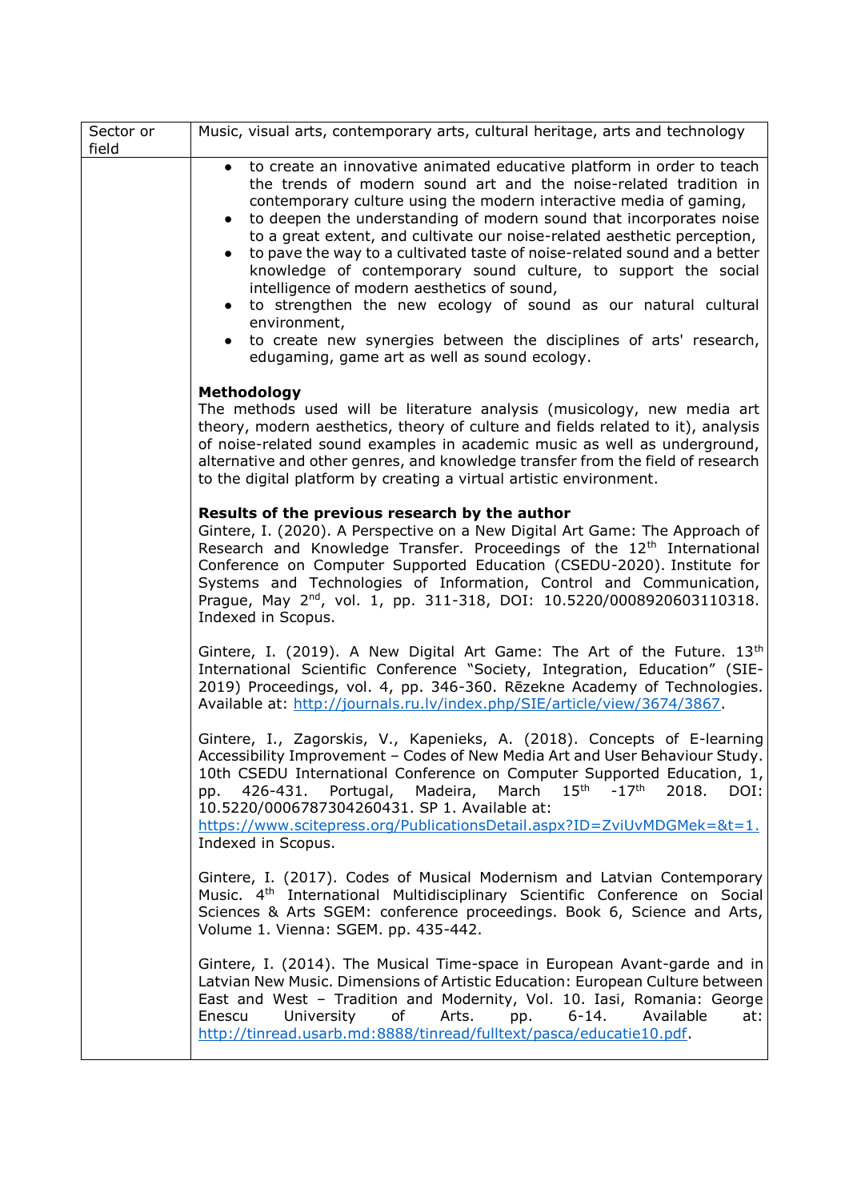| Sector or field | Music, visual arts, contemporary arts, cultural heritage, arts and technology |
| --- | --- |
| | • to create an innovative animated educative platform in order to teach the trends of modern sound art and the noise-related tradition in contemporary culture using the modern interactive media of gaming,<br>• to deepen the understanding of modern sound that incorporates noise to a great extent, and cultivate our noise-related aesthetic perception,<br>• to pave the way to a cultivated taste of noise-related sound and a better knowledge of contemporary sound culture, to support the social intelligence of modern aesthetics of sound,<br>• to strengthen the new ecology of sound as our natural cultural environment,<br>• to create new synergies between the disciplines of arts' research, edugaming, game art as well as sound ecology.<br><br>**Methodology**<br>The methods used will be literature analysis (musicology, new media art theory, modern aesthetics, theory of culture and fields related to it), analysis of noise-related sound examples in academic music as well as underground, alternative and other genres, and knowledge transfer from the field of research to the digital platform by creating a virtual artistic environment.<br><br>**Results of the previous research by the author**<br>Gintere, I. (2020). A Perspective on a New Digital Art Game: The Approach of Research and Knowledge Transfer. Proceedings of the 12th International Conference on Computer Supported Education (CSEDU-2020). Institute for Systems and Technologies of Information, Control and Communication, Prague, May 2nd, vol. 1, pp. 311-318, DOI: 10.5220/0008920603110318. Indexed in Scopus.<br><br>Gintere, I. (2019). A New Digital Art Game: The Art of the Future. 13th International Scientific Conference "Society, Integration, Education" (SIE-2019) Proceedings, vol. 4, pp. 346-360. Rēzekne Academy of Technologies. Available at: http://journals.ru.lv/index.php/SIE/article/view/3674/3867.<br><br>Gintere, I., Zagorskis, V., Kapenieks, A. (2018). Concepts of E-learning Accessibility Improvement – Codes of New Media Art and User Behaviour Study. 10th CSEDU International Conference on Computer Supported Education, 1, pp. 426-431. Portugal, Madeira, March 15th -17th 2018. DOI: 10.5220/0006787304260431. SP 1. Available at: https://www.scitepress.org/PublicationsDetail.aspx?ID=ZviUvMDGMek=&t=1. Indexed in Scopus.<br><br>Gintere, I. (2017). Codes of Musical Modernism and Latvian Contemporary Music. 4th International Multidisciplinary Scientific Conference on Social Sciences & Arts SGEM: conference proceedings. Book 6, Science and Arts, Volume 1. Vienna: SGEM. pp. 435-442.<br><br>Gintere, I. (2014). The Musical Time-space in European Avant-garde and in Latvian New Music. Dimensions of Artistic Education: European Culture between East and West – Tradition and Modernity, Vol. 10. Iasi, Romania: George Enescu University of Arts. pp. 6-14. Available at: http://tinread.usarb.md:8888/tinread/fulltext/pasca/educatie10.pdf. |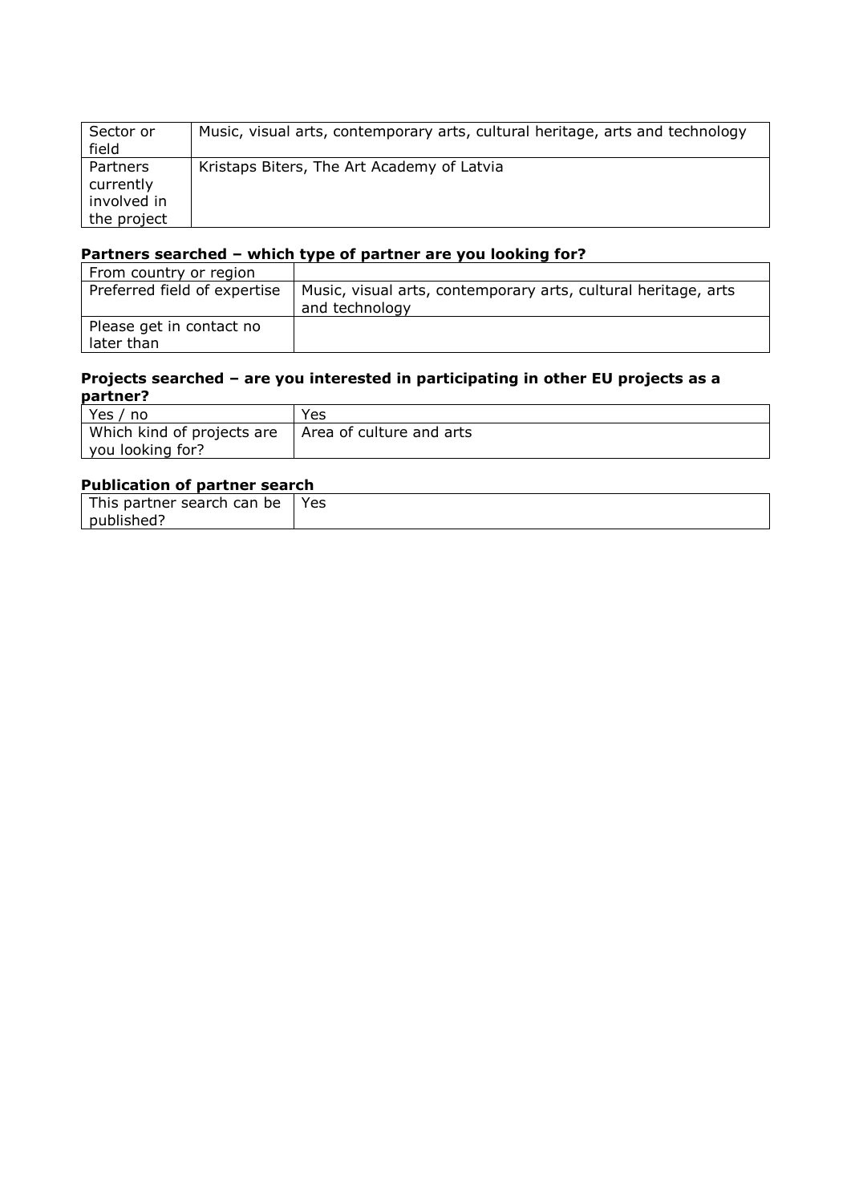| | |
|---|---|
| Sector or field | Music, visual arts, contemporary arts, cultural heritage, arts and technology |
| Partners currently involved in the project | Kristaps Biters, The Art Academy of Latvia |

**Partners searched – which type of partner are you looking for?**

| | |
|---|---|
| From country or region | |
| Preferred field of expertise | Music, visual arts, contemporary arts, cultural heritage, arts and technology |
| Please get in contact no later than | |

**Projects searched – are you interested in participating in other EU projects as a partner?**

| | |
|---|---|
| Yes / no | Yes |
| Which kind of projects are you looking for? | Area of culture and arts |

**Publication of partner search**

| | |
|---|---|
| This partner search can be published? | Yes |